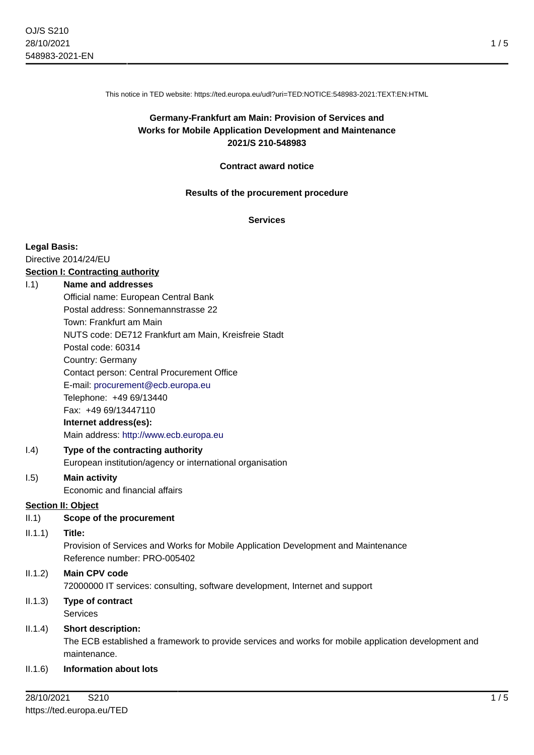This notice in TED website: https://ted.europa.eu/udl?uri=TED:NOTICE:548983-2021:TEXT:EN:HTML

**Germany-Frankfurt am Main: Provision of Services and Works for Mobile Application Development and Maintenance**
**2021/S 210-548983**

**Contract award notice**

**Results of the procurement procedure**

**Services**

**Legal Basis:**
Directive 2014/24/EU

**Section I: Contracting authority**

I.1) **Name and addresses**
Official name: European Central Bank
Postal address: Sonnemannstrasse 22
Town: Frankfurt am Main
NUTS code: DE712 Frankfurt am Main, Kreisfreie Stadt
Postal code: 60314
Country: Germany
Contact person: Central Procurement Office
E-mail: procurement@ecb.europa.eu
Telephone: +49 69/13440
Fax: +49 69/13447110
**Internet address(es):**
Main address: http://www.ecb.europa.eu

I.4) **Type of the contracting authority**
European institution/agency or international organisation

I.5) **Main activity**
Economic and financial affairs

**Section II: Object**

II.1) **Scope of the procurement**

II.1.1) **Title:**
Provision of Services and Works for Mobile Application Development and Maintenance
Reference number: PRO-005402

II.1.2) **Main CPV code**
72000000 IT services: consulting, software development, Internet and support

II.1.3) **Type of contract**
Services

II.1.4) **Short description:**
The ECB established a framework to provide services and works for mobile application development and maintenance.

II.1.6) **Information about lots**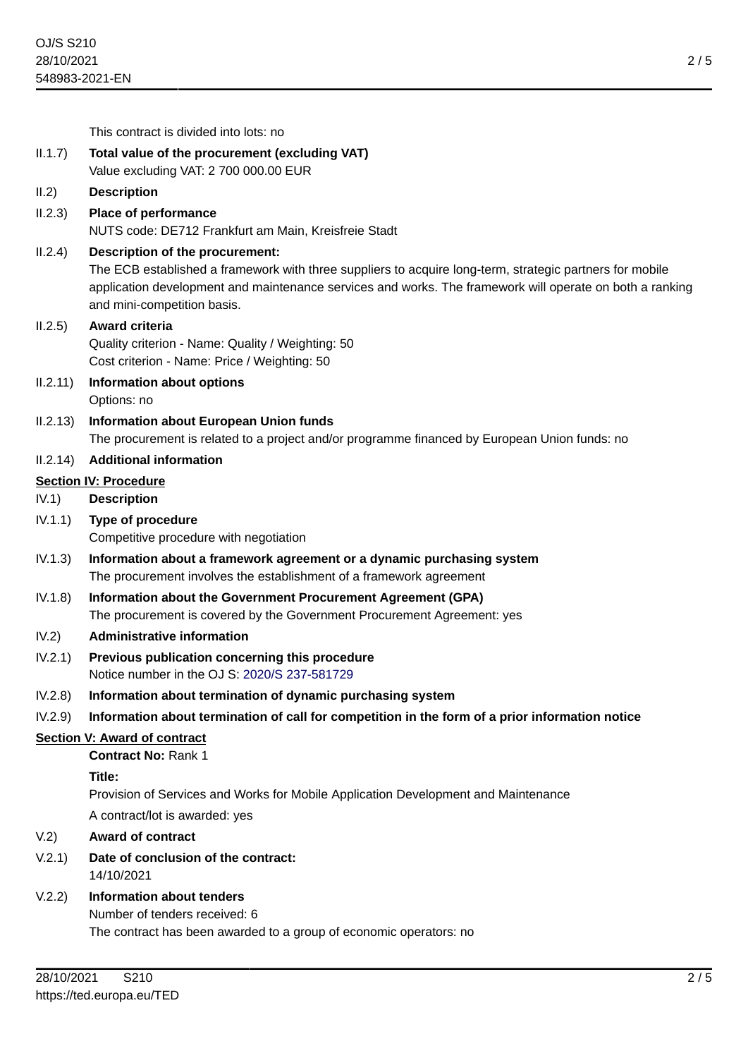This contract is divided into lots: no

II.1.7) **Total value of the procurement (excluding VAT)**
Value excluding VAT: 2 700 000.00 EUR

II.2) **Description**

II.2.3) **Place of performance**
NUTS code: DE712 Frankfurt am Main, Kreisfreie Stadt

II.2.4) **Description of the procurement:**
The ECB established a framework with three suppliers to acquire long-term, strategic partners for mobile application development and maintenance services and works. The framework will operate on both a ranking and mini-competition basis.

II.2.5) **Award criteria**
Quality criterion - Name: Quality / Weighting: 50
Cost criterion - Name: Price / Weighting: 50

II.2.11) **Information about options**
Options: no

II.2.13) **Information about European Union funds**
The procurement is related to a project and/or programme financed by European Union funds: no

II.2.14) **Additional information**

## Section IV: Procedure

IV.1) **Description**

IV.1.1) **Type of procedure**
Competitive procedure with negotiation

IV.1.3) **Information about a framework agreement or a dynamic purchasing system**
The procurement involves the establishment of a framework agreement

IV.1.8) **Information about the Government Procurement Agreement (GPA)**
The procurement is covered by the Government Procurement Agreement: yes

IV.2) **Administrative information**

IV.2.1) **Previous publication concerning this procedure**
Notice number in the OJ S: 2020/S 237-581729

IV.2.8) **Information about termination of dynamic purchasing system**

IV.2.9) **Information about termination of call for competition in the form of a prior information notice**

## Section V: Award of contract

**Contract No:** Rank 1

**Title:**
Provision of Services and Works for Mobile Application Development and Maintenance

A contract/lot is awarded: yes

V.2) **Award of contract**

V.2.1) **Date of conclusion of the contract:**
14/10/2021

V.2.2) **Information about tenders**
Number of tenders received: 6
The contract has been awarded to a group of economic operators: no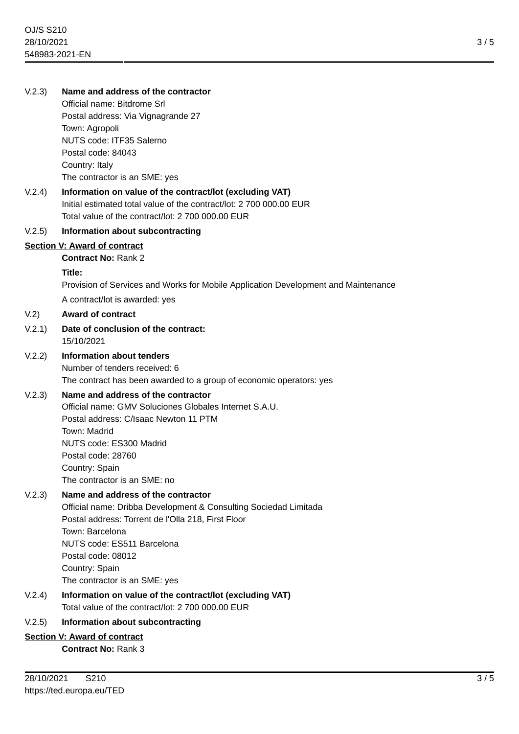V.2.3) **Name and address of the contractor**

Official name: Bitdrome Srl
Postal address: Via Vignagrande 27
Town: Agropoli
NUTS code: ITF35 Salerno
Postal code: 84043
Country: Italy
The contractor is an SME: yes

V.2.4) **Information on value of the contract/lot (excluding VAT)**

Initial estimated total value of the contract/lot: 2 700 000.00 EUR
Total value of the contract/lot: 2 700 000.00 EUR

V.2.5) **Information about subcontracting**

## Section V: Award of contract

**Contract No:** Rank 2

**Title:**

Provision of Services and Works for Mobile Application Development and Maintenance

A contract/lot is awarded: yes

V.2) **Award of contract**

V.2.1) **Date of conclusion of the contract:**

15/10/2021

V.2.2) **Information about tenders**

Number of tenders received: 6
The contract has been awarded to a group of economic operators: yes

V.2.3) **Name and address of the contractor**

Official name: GMV Soluciones Globales Internet S.A.U.
Postal address: C/Isaac Newton 11 PTM
Town: Madrid
NUTS code: ES300 Madrid
Postal code: 28760
Country: Spain
The contractor is an SME: no

V.2.3) **Name and address of the contractor**

Official name: Dribba Development & Consulting Sociedad Limitada
Postal address: Torrent de l'Olla 218, First Floor
Town: Barcelona
NUTS code: ES511 Barcelona
Postal code: 08012
Country: Spain
The contractor is an SME: yes

V.2.4) **Information on value of the contract/lot (excluding VAT)**

Total value of the contract/lot: 2 700 000.00 EUR

V.2.5) **Information about subcontracting**

## Section V: Award of contract

**Contract No:** Rank 3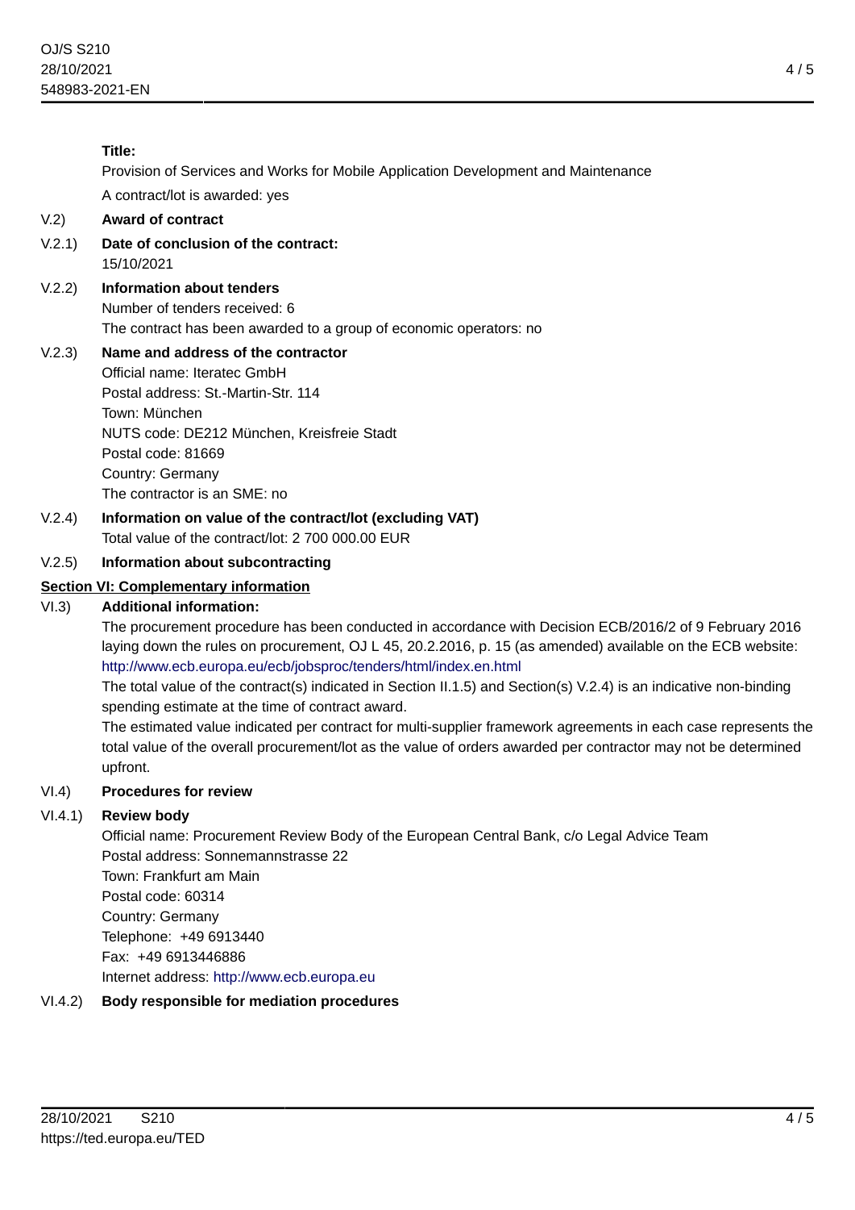**Title:**

Provision of Services and Works for Mobile Application Development and Maintenance

A contract/lot is awarded: yes

V.2) **Award of contract**

V.2.1) **Date of conclusion of the contract:**

15/10/2021

V.2.2) **Information about tenders**

Number of tenders received: 6

The contract has been awarded to a group of economic operators: no

V.2.3) **Name and address of the contractor**

Official name: Iteratec GmbH

Postal address: St.-Martin-Str. 114

Town: München

NUTS code: DE212 München, Kreisfreie Stadt

Postal code: 81669

Country: Germany

The contractor is an SME: no

V.2.4) **Information on value of the contract/lot (excluding VAT)**

Total value of the contract/lot: 2 700 000.00 EUR

V.2.5) **Information about subcontracting**

## Section VI: Complementary information

VI.3) **Additional information:**

The procurement procedure has been conducted in accordance with Decision ECB/2016/2 of 9 February 2016 laying down the rules on procurement, OJ L 45, 20.2.2016, p. 15 (as amended) available on the ECB website: http://www.ecb.europa.eu/ecb/jobsproc/tenders/html/index.en.html

The total value of the contract(s) indicated in Section II.1.5) and Section(s) V.2.4) is an indicative non-binding spending estimate at the time of contract award.

The estimated value indicated per contract for multi-supplier framework agreements in each case represents the total value of the overall procurement/lot as the value of orders awarded per contractor may not be determined upfront.

VI.4) **Procedures for review**

VI.4.1) **Review body**

Official name: Procurement Review Body of the European Central Bank, c/o Legal Advice Team

Postal address: Sonnemannstrasse 22

Town: Frankfurt am Main

Postal code: 60314

Country: Germany

Telephone: +49 6913440

Fax: +49 6913446886

Internet address: http://www.ecb.europa.eu

VI.4.2) **Body responsible for mediation procedures**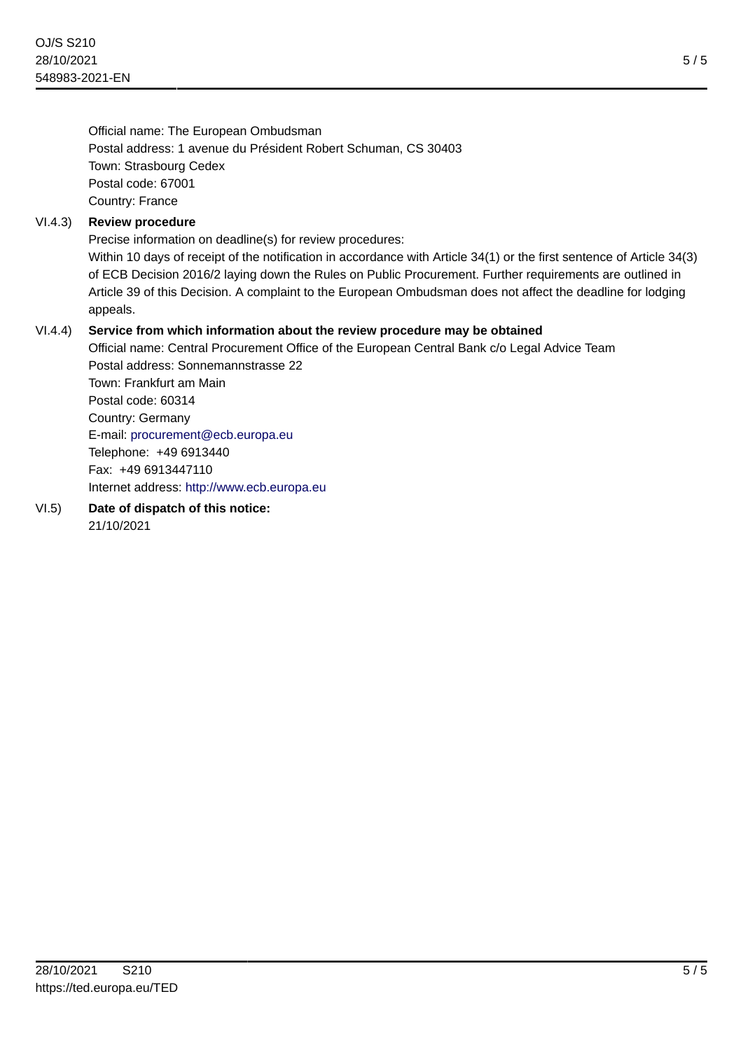Official name: The European Ombudsman
Postal address: 1 avenue du Président Robert Schuman, CS 30403
Town: Strasbourg Cedex
Postal code: 67001
Country: France

VI.4.3) **Review procedure**

Precise information on deadline(s) for review procedures:
Within 10 days of receipt of the notification in accordance with Article 34(1) or the first sentence of Article 34(3) of ECB Decision 2016/2 laying down the Rules on Public Procurement. Further requirements are outlined in Article 39 of this Decision. A complaint to the European Ombudsman does not affect the deadline for lodging appeals.

VI.4.4) **Service from which information about the review procedure may be obtained**

Official name: Central Procurement Office of the European Central Bank c/o Legal Advice Team
Postal address: Sonnemannstrasse 22
Town: Frankfurt am Main
Postal code: 60314
Country: Germany
E-mail: procurement@ecb.europa.eu
Telephone: +49 6913440
Fax: +49 6913447110
Internet address: http://www.ecb.europa.eu

VI.5) **Date of dispatch of this notice:**

21/10/2021